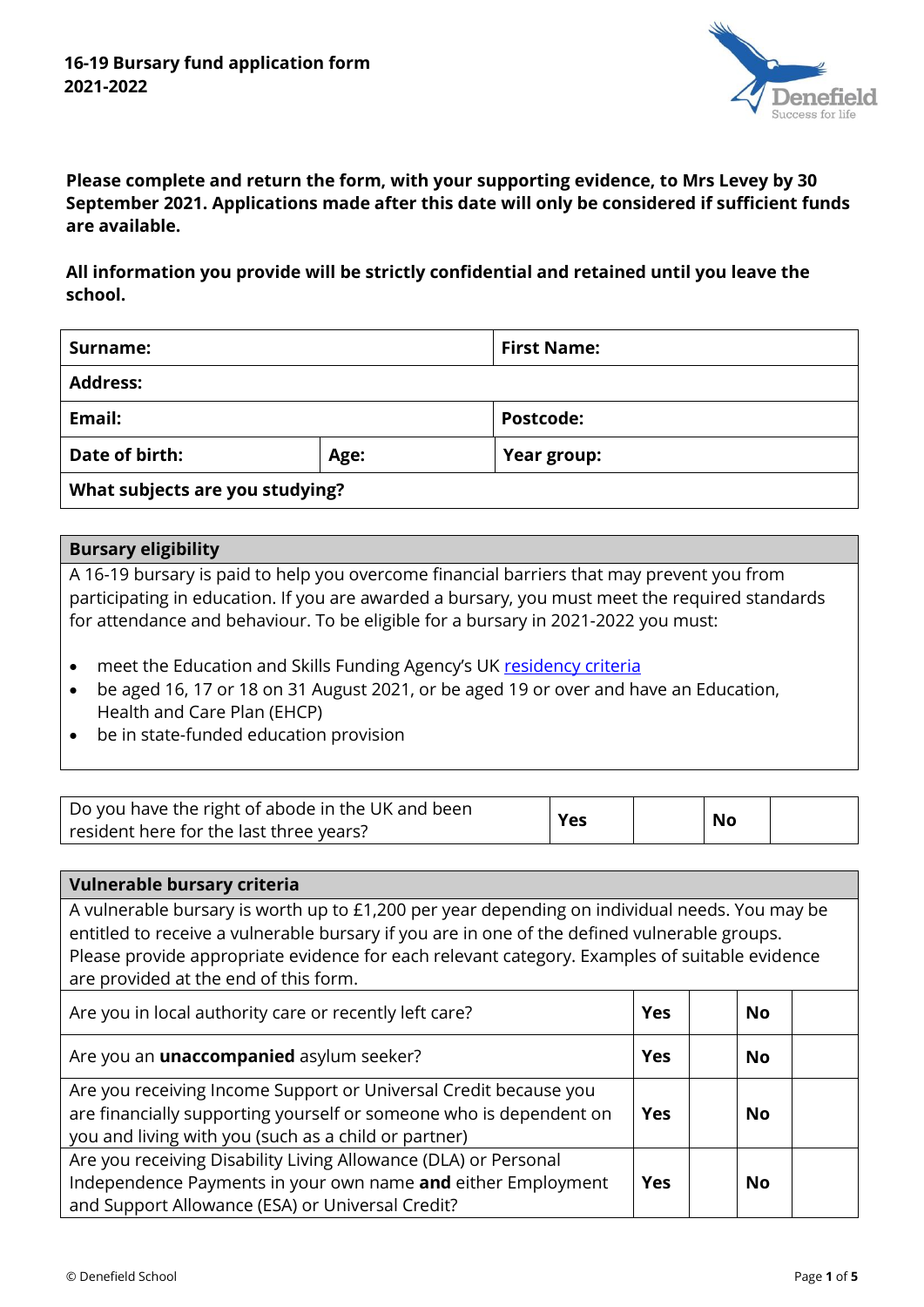**16-19 Bursary fund application form**
**2021-2022**

**Please complete and return the form, with your supporting evidence, to Mrs Levey by 30 September 2021. Applications made after this date will only be considered if sufficient funds are available.**

**All information you provide will be strictly confidential and retained until you leave the school.**

| **Surname:** | | **First Name:** |
|---|---|---|
| **Address:** | | |
| **Email:** | | **Postcode:** |
| **Date of birth:** | **Age:** | **Year group:** |
| **What subjects are you studying?** | | |

| **Bursary eligibility** |
|---|
| A 16-19 bursary is paid to help you overcome financial barriers that may prevent you from participating in education. If you are awarded a bursary, you must meet the required standards for attendance and behaviour. To be eligible for a bursary in 2021-2022 you must:<br>• meet the Education and Skills Funding Agency's UK residency criteria<br>• be aged 16, 17 or 18 on 31 August 2021, or be aged 19 or over and have an Education, Health and Care Plan (EHCP)<br>• be in state-funded education provision |

| Do you have the right of abode in the UK and been resident here for the last three years? | **Yes** | | **No** | |
|---|---|---|---|---|

| **Vulnerable bursary criteria** | | | | |
|---|---|---|---|---|
| A vulnerable bursary is worth up to £1,200 per year depending on individual needs. You may be entitled to receive a vulnerable bursary if you are in one of the defined vulnerable groups. Please provide appropriate evidence for each relevant category. Examples of suitable evidence are provided at the end of this form. | | | | |
| Are you in local authority care or recently left care? | **Yes** | | **No** | |
| Are you an **unaccompanied** asylum seeker? | **Yes** | | **No** | |
| Are you receiving Income Support or Universal Credit because you are financially supporting yourself or someone who is dependent on you and living with you (such as a child or partner) | **Yes** | | **No** | |
| Are you receiving Disability Living Allowance (DLA) or Personal Independence Payments in your own name **and** either Employment and Support Allowance (ESA) or Universal Credit? | **Yes** | | **No** | |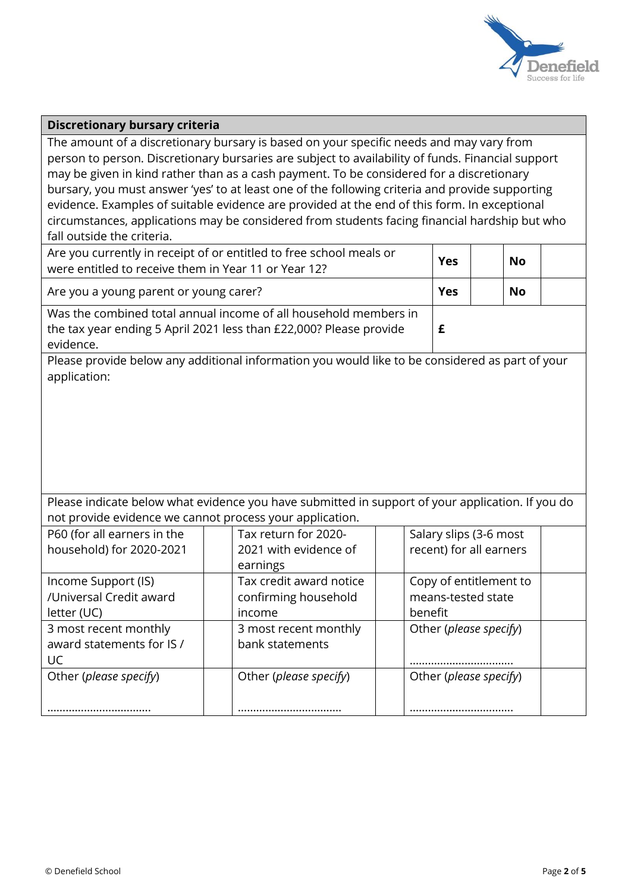## Discretionary bursary criteria

The amount of a discretionary bursary is based on your specific needs and may vary from person to person. Discretionary bursaries are subject to availability of funds. Financial support may be given in kind rather than as a cash payment. To be considered for a discretionary bursary, you must answer 'yes' to at least one of the following criteria and provide supporting evidence. Examples of suitable evidence are provided at the end of this form. In exceptional circumstances, applications may be considered from students facing financial hardship but who fall outside the criteria.

| Question | | | | |
|---|---|---|---|---|
| Are you currently in receipt of or entitled to free school meals or were entitled to receive them in Year 11 or Year 12? | **Yes** | | **No** | |
| Are you a young parent or young carer? | **Yes** | | **No** | |
| Was the combined total annual income of all household members in the tax year ending 5 April 2021 less than £22,000? Please provide evidence. | **£** | | | |

Please provide below any additional information you would like to be considered as part of your application:

Please indicate below what evidence you have submitted in support of your application. If you do not provide evidence we cannot process your application.

| Evidence | | Evidence | | Evidence | |
|---|---|---|---|---|---|
| P60 (for all earners in the household) for 2020-2021 | | Tax return for 2020-2021 with evidence of earnings | | Salary slips (3-6 most recent) for all earners | |
| Income Support (IS) /Universal Credit award letter (UC) | | Tax credit award notice confirming household income | | Copy of entitlement to means-tested state benefit | |
| 3 most recent monthly award statements for IS / UC | | 3 most recent monthly bank statements | | Other (*please specify*) …………………………… | |
| Other (*please specify*) …………………………… | | Other (*please specify*) …………………………… | | Other (*please specify*) …………………………… | |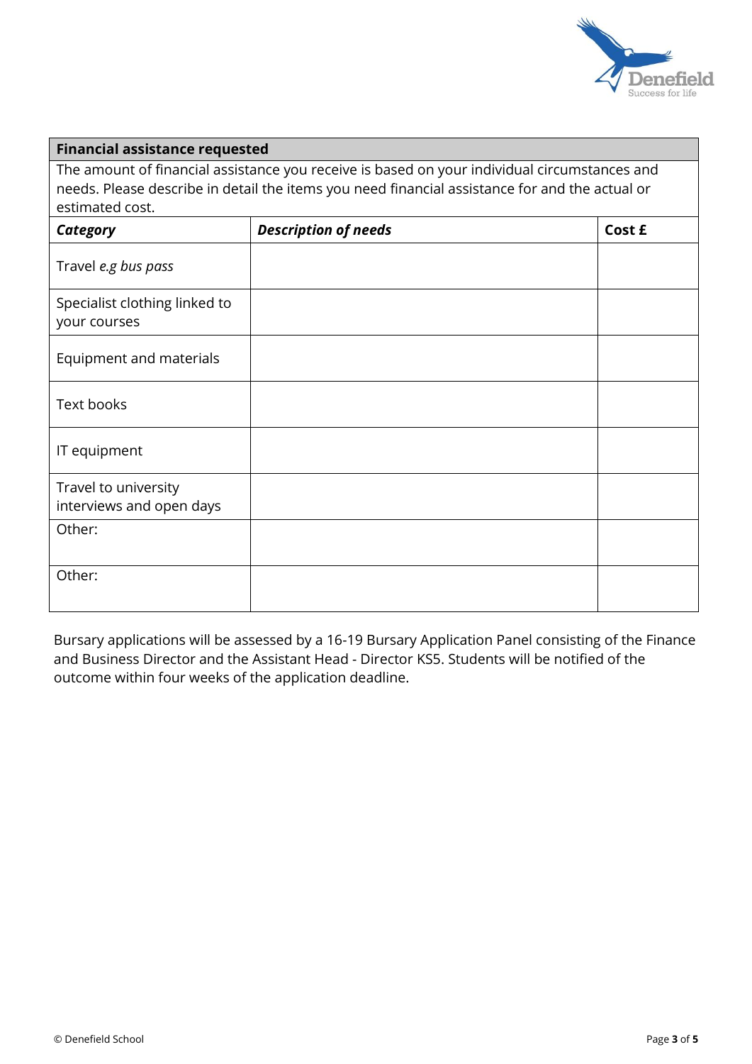| **Financial assistance requested** | | |
|---|---|---|
| The amount of financial assistance you receive is based on your individual circumstances and needs. Please describe in detail the items you need financial assistance for and the actual or estimated cost. | | |
| ***Category*** | ***Description of needs*** | **Cost £** |
| Travel *e.g bus pass* | | |
| Specialist clothing linked to your courses | | |
| Equipment and materials | | |
| Text books | | |
| IT equipment | | |
| Travel to university interviews and open days | | |
| Other: | | |
| Other: | | |

Bursary applications will be assessed by a 16-19 Bursary Application Panel consisting of the Finance and Business Director and the Assistant Head - Director KS5. Students will be notified of the outcome within four weeks of the application deadline.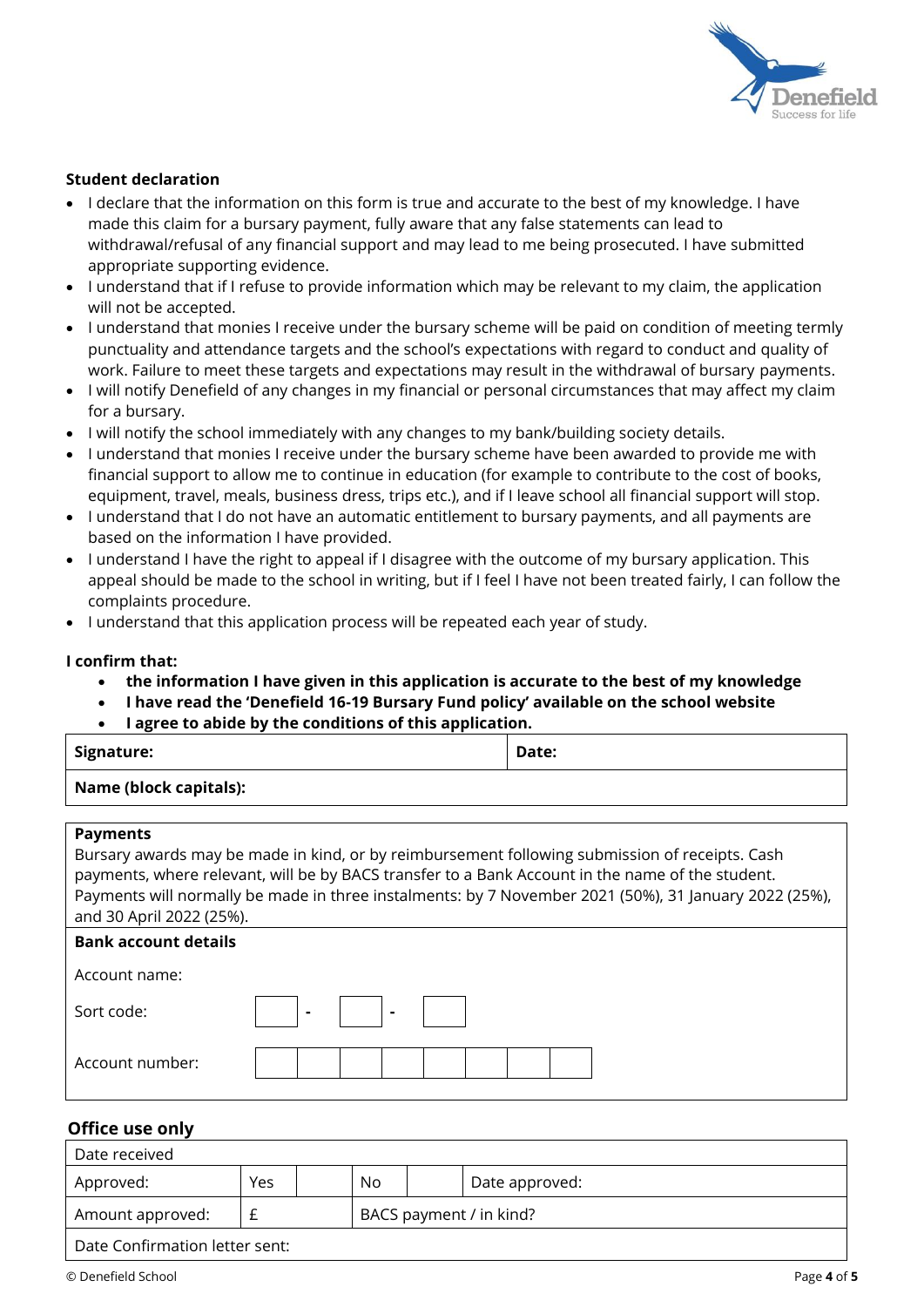**Student declaration**

- I declare that the information on this form is true and accurate to the best of my knowledge. I have made this claim for a bursary payment, fully aware that any false statements can lead to withdrawal/refusal of any financial support and may lead to me being prosecuted. I have submitted appropriate supporting evidence.
- I understand that if I refuse to provide information which may be relevant to my claim, the application will not be accepted.
- I understand that monies I receive under the bursary scheme will be paid on condition of meeting termly punctuality and attendance targets and the school's expectations with regard to conduct and quality of work. Failure to meet these targets and expectations may result in the withdrawal of bursary payments.
- I will notify Denefield of any changes in my financial or personal circumstances that may affect my claim for a bursary.
- I will notify the school immediately with any changes to my bank/building society details.
- I understand that monies I receive under the bursary scheme have been awarded to provide me with financial support to allow me to continue in education (for example to contribute to the cost of books, equipment, travel, meals, business dress, trips etc.), and if I leave school all financial support will stop.
- I understand that I do not have an automatic entitlement to bursary payments, and all payments are based on the information I have provided.
- I understand I have the right to appeal if I disagree with the outcome of my bursary application. This appeal should be made to the school in writing, but if I feel I have not been treated fairly, I can follow the complaints procedure.
- I understand that this application process will be repeated each year of study.

**I confirm that:**

- **the information I have given in this application is accurate to the best of my knowledge**
- **I have read the 'Denefield 16-19 Bursary Fund policy' available on the school website**
- **I agree to abide by the conditions of this application.**

| **Signature:** | **Date:** |
|---|---|
| **Name (block capitals):** | |

**Payments**

Bursary awards may be made in kind, or by reimbursement following submission of receipts. Cash payments, where relevant, will be by BACS transfer to a Bank Account in the name of the student. Payments will normally be made in three instalments: by 7 November 2021 (50%), 31 January 2022 (25%), and 30 April 2022 (25%).

**Bank account details**

| | |
|---|---|
| Account name: | |
| Sort code: | ☐☐ - ☐☐ - ☐☐ |
| Account number: | ☐☐☐☐☐☐☐☐ |

## Office use only

| Date received | | | | | |
|---|---|---|---|---|---|
| Approved: | Yes | | No | | Date approved: |
| Amount approved: | £ | | BACS payment / in kind? | | |
| Date Confirmation letter sent: | | | | | |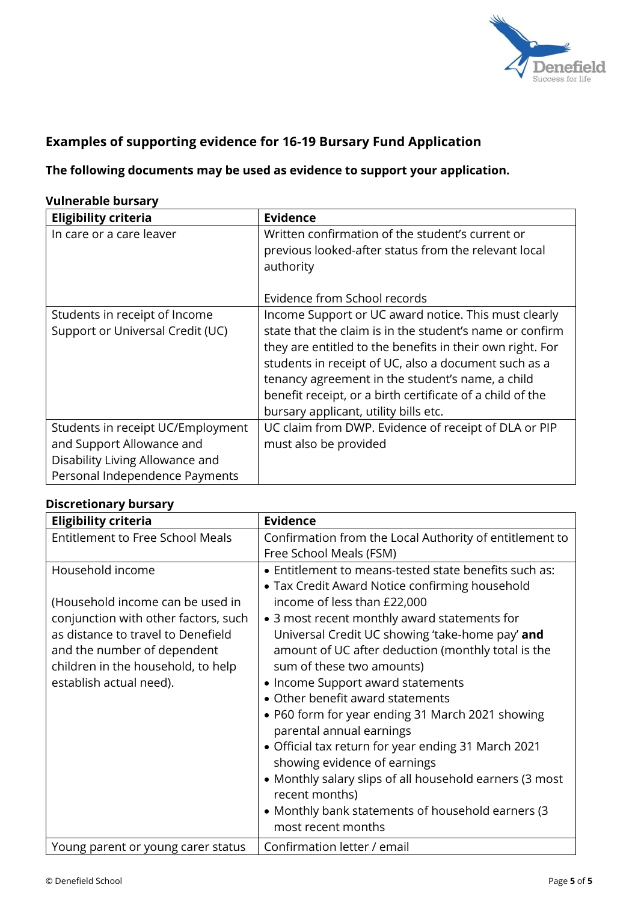## Examples of supporting evidence for 16-19 Bursary Fund Application

**The following documents may be used as evidence to support your application.**

**Vulnerable bursary**

| Eligibility criteria | Evidence |
|---|---|
| In care or a care leaver | Written confirmation of the student's current or previous looked-after status from the relevant local authority<br><br>Evidence from School records |
| Students in receipt of Income Support or Universal Credit (UC) | Income Support or UC award notice. This must clearly state that the claim is in the student's name or confirm they are entitled to the benefits in their own right. For students in receipt of UC, also a document such as a tenancy agreement in the student's name, a child benefit receipt, or a birth certificate of a child of the bursary applicant, utility bills etc. |
| Students in receipt UC/Employment and Support Allowance and Disability Living Allowance and Personal Independence Payments | UC claim from DWP. Evidence of receipt of DLA or PIP must also be provided |

**Discretionary bursary**

| Eligibility criteria | Evidence |
|---|---|
| Entitlement to Free School Meals | Confirmation from the Local Authority of entitlement to Free School Meals (FSM) |
| Household income<br><br>(Household income can be used in conjunction with other factors, such as distance to travel to Denefield and the number of dependent children in the household, to help establish actual need). | • Entitlement to means-tested state benefits such as:<br>• Tax Credit Award Notice confirming household income of less than £22,000<br>• 3 most recent monthly award statements for Universal Credit UC showing 'take-home pay' **and** amount of UC after deduction (monthly total is the sum of these two amounts)<br>• Income Support award statements<br>• Other benefit award statements<br>• P60 form for year ending 31 March 2021 showing parental annual earnings<br>• Official tax return for year ending 31 March 2021 showing evidence of earnings<br>• Monthly salary slips of all household earners (3 most recent months)<br>• Monthly bank statements of household earners (3 most recent months |
| Young parent or young carer status | Confirmation letter / email |